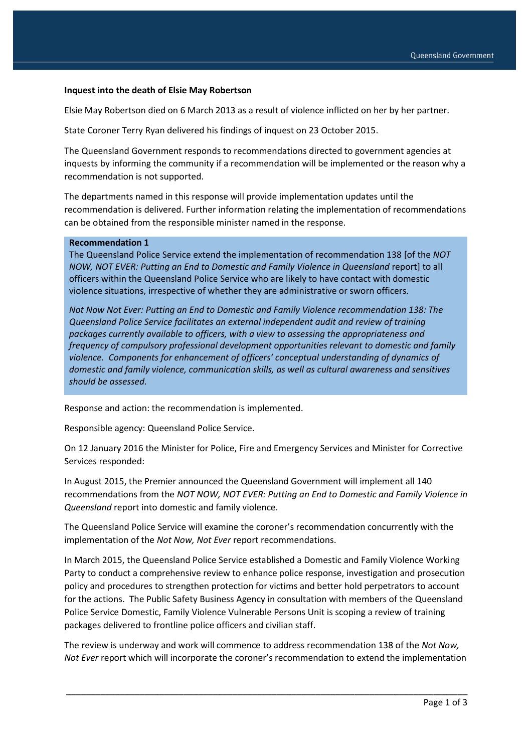**Inquest into the death of Elsie May Robertson**

Elsie May Robertson died on 6 March 2013 as a result of violence inflicted on her by her partner.

State Coroner Terry Ryan delivered his findings of inquest on 23 October 2015.

The Queensland Government responds to recommendations directed to government agencies at inquests by informing the community if a recommendation will be implemented or the reason why a recommendation is not supported.

The departments named in this response will provide implementation updates until the recommendation is delivered. Further information relating the implementation of recommendations can be obtained from the responsible minister named in the response.

**Recommendation 1**

The Queensland Police Service extend the implementation of recommendation 138 [of the *NOT NOW, NOT EVER: Putting an End to Domestic and Family Violence in Queensland* report] to all officers within the Queensland Police Service who are likely to have contact with domestic violence situations, irrespective of whether they are administrative or sworn officers.

*Not Now Not Ever: Putting an End to Domestic and Family Violence recommendation 138: The Queensland Police Service facilitates an external independent audit and review of training packages currently available to officers, with a view to assessing the appropriateness and frequency of compulsory professional development opportunities relevant to domestic and family violence. Components for enhancement of officers' conceptual understanding of dynamics of domestic and family violence, communication skills, as well as cultural awareness and sensitives should be assessed.*

Response and action: the recommendation is implemented.

Responsible agency: Queensland Police Service.

On 12 January 2016 the Minister for Police, Fire and Emergency Services and Minister for Corrective Services responded:

In August 2015, the Premier announced the Queensland Government will implement all 140 recommendations from the *NOT NOW, NOT EVER: Putting an End to Domestic and Family Violence in Queensland* report into domestic and family violence.

The Queensland Police Service will examine the coroner's recommendation concurrently with the implementation of the *Not Now, Not Ever* report recommendations.

In March 2015, the Queensland Police Service established a Domestic and Family Violence Working Party to conduct a comprehensive review to enhance police response, investigation and prosecution policy and procedures to strengthen protection for victims and better hold perpetrators to account for the actions. The Public Safety Business Agency in consultation with members of the Queensland Police Service Domestic, Family Violence Vulnerable Persons Unit is scoping a review of training packages delivered to frontline police officers and civilian staff.

The review is underway and work will commence to address recommendation 138 of the *Not Now, Not Ever* report which will incorporate the coroner's recommendation to extend the implementation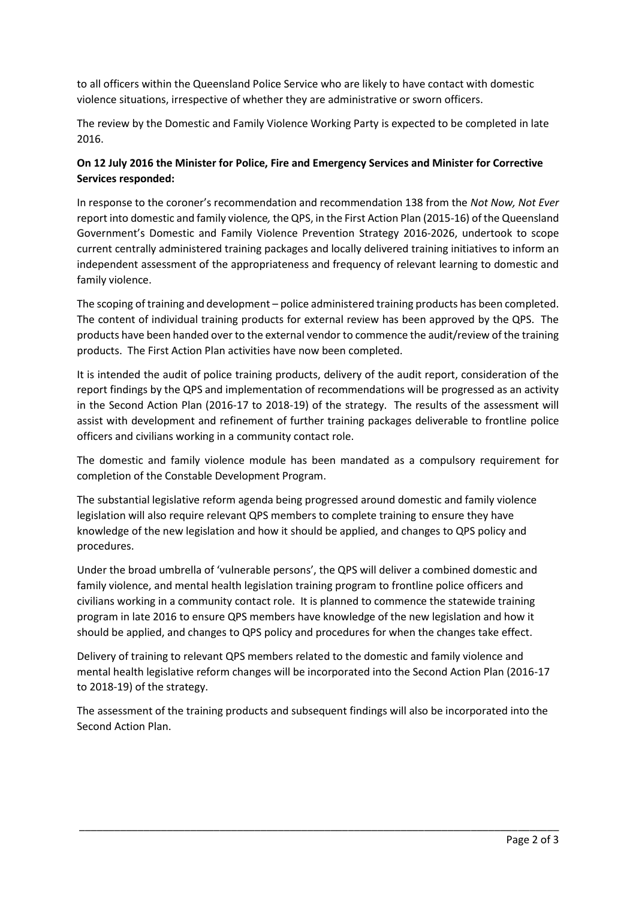to all officers within the Queensland Police Service who are likely to have contact with domestic violence situations, irrespective of whether they are administrative or sworn officers.

The review by the Domestic and Family Violence Working Party is expected to be completed in late 2016.

**On 12 July 2016 the Minister for Police, Fire and Emergency Services and Minister for Corrective Services responded:**

In response to the coroner's recommendation and recommendation 138 from the *Not Now, Not Ever* report into domestic and family violence*,* the QPS, in the First Action Plan (2015-16) of the Queensland Government's Domestic and Family Violence Prevention Strategy 2016-2026, undertook to scope current centrally administered training packages and locally delivered training initiatives to inform an independent assessment of the appropriateness and frequency of relevant learning to domestic and family violence.

The scoping of training and development – police administered training products has been completed. The content of individual training products for external review has been approved by the QPS. The products have been handed over to the external vendor to commence the audit/review of the training products. The First Action Plan activities have now been completed.

It is intended the audit of police training products, delivery of the audit report, consideration of the report findings by the QPS and implementation of recommendations will be progressed as an activity in the Second Action Plan (2016-17 to 2018-19) of the strategy. The results of the assessment will assist with development and refinement of further training packages deliverable to frontline police officers and civilians working in a community contact role.

The domestic and family violence module has been mandated as a compulsory requirement for completion of the Constable Development Program.

The substantial legislative reform agenda being progressed around domestic and family violence legislation will also require relevant QPS members to complete training to ensure they have knowledge of the new legislation and how it should be applied, and changes to QPS policy and procedures.

Under the broad umbrella of 'vulnerable persons', the QPS will deliver a combined domestic and family violence, and mental health legislation training program to frontline police officers and civilians working in a community contact role. It is planned to commence the statewide training program in late 2016 to ensure QPS members have knowledge of the new legislation and how it should be applied, and changes to QPS policy and procedures for when the changes take effect.

Delivery of training to relevant QPS members related to the domestic and family violence and mental health legislative reform changes will be incorporated into the Second Action Plan (2016-17 to 2018-19) of the strategy.

The assessment of the training products and subsequent findings will also be incorporated into the Second Action Plan.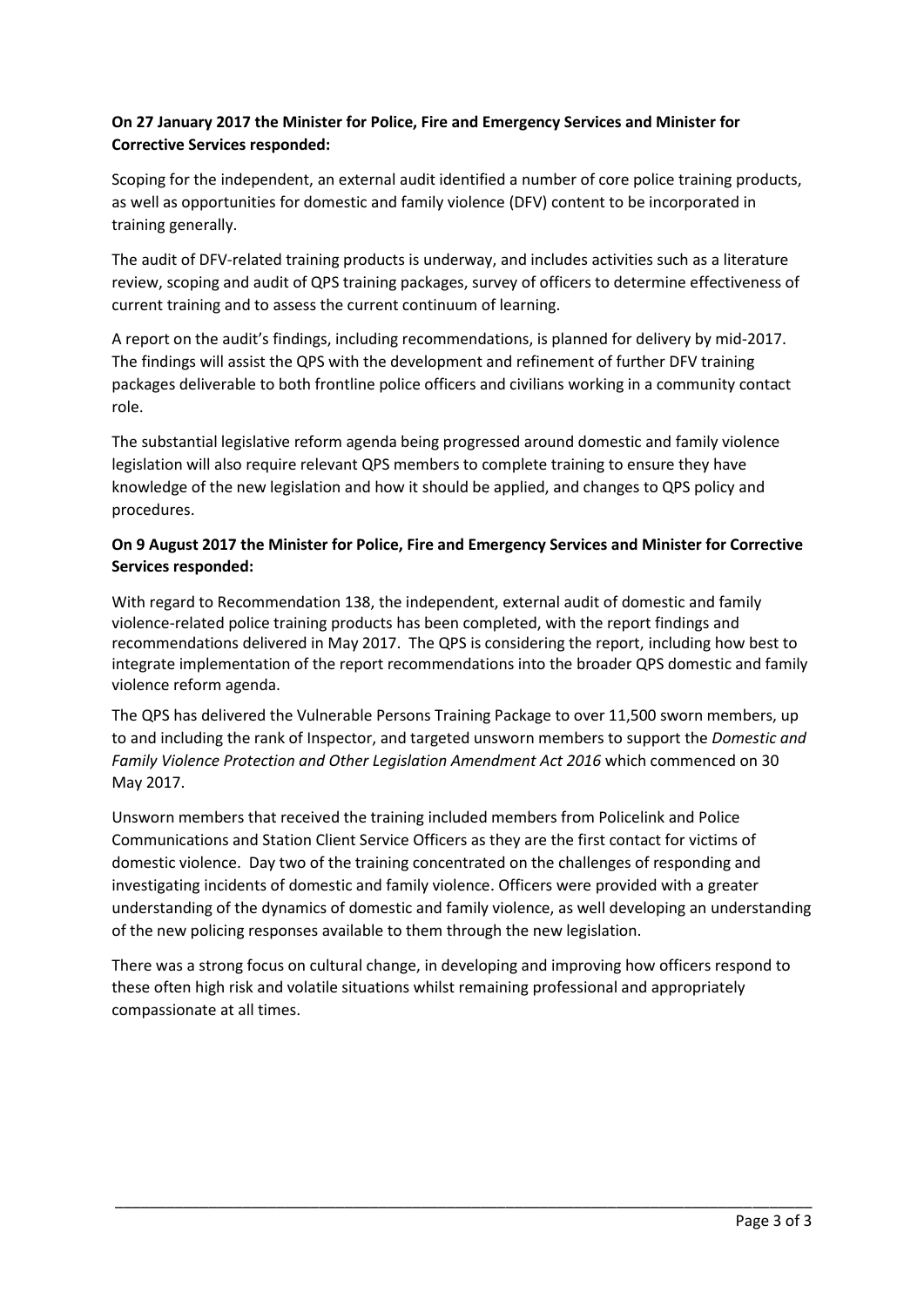**On 27 January 2017 the Minister for Police, Fire and Emergency Services and Minister for Corrective Services responded:**

Scoping for the independent, an external audit identified a number of core police training products, as well as opportunities for domestic and family violence (DFV) content to be incorporated in training generally.

The audit of DFV-related training products is underway, and includes activities such as a literature review, scoping and audit of QPS training packages, survey of officers to determine effectiveness of current training and to assess the current continuum of learning.

A report on the audit's findings, including recommendations, is planned for delivery by mid-2017. The findings will assist the QPS with the development and refinement of further DFV training packages deliverable to both frontline police officers and civilians working in a community contact role.

The substantial legislative reform agenda being progressed around domestic and family violence legislation will also require relevant QPS members to complete training to ensure they have knowledge of the new legislation and how it should be applied, and changes to QPS policy and procedures.

**On 9 August 2017 the Minister for Police, Fire and Emergency Services and Minister for Corrective Services responded:**

With regard to Recommendation 138, the independent, external audit of domestic and family violence-related police training products has been completed, with the report findings and recommendations delivered in May 2017. The QPS is considering the report, including how best to integrate implementation of the report recommendations into the broader QPS domestic and family violence reform agenda.

The QPS has delivered the Vulnerable Persons Training Package to over 11,500 sworn members, up to and including the rank of Inspector, and targeted unsworn members to support the *Domestic and Family Violence Protection and Other Legislation Amendment Act 2016* which commenced on 30 May 2017.

Unsworn members that received the training included members from Policelink and Police Communications and Station Client Service Officers as they are the first contact for victims of domestic violence. Day two of the training concentrated on the challenges of responding and investigating incidents of domestic and family violence. Officers were provided with a greater understanding of the dynamics of domestic and family violence, as well developing an understanding of the new policing responses available to them through the new legislation.

There was a strong focus on cultural change, in developing and improving how officers respond to these often high risk and volatile situations whilst remaining professional and appropriately compassionate at all times.